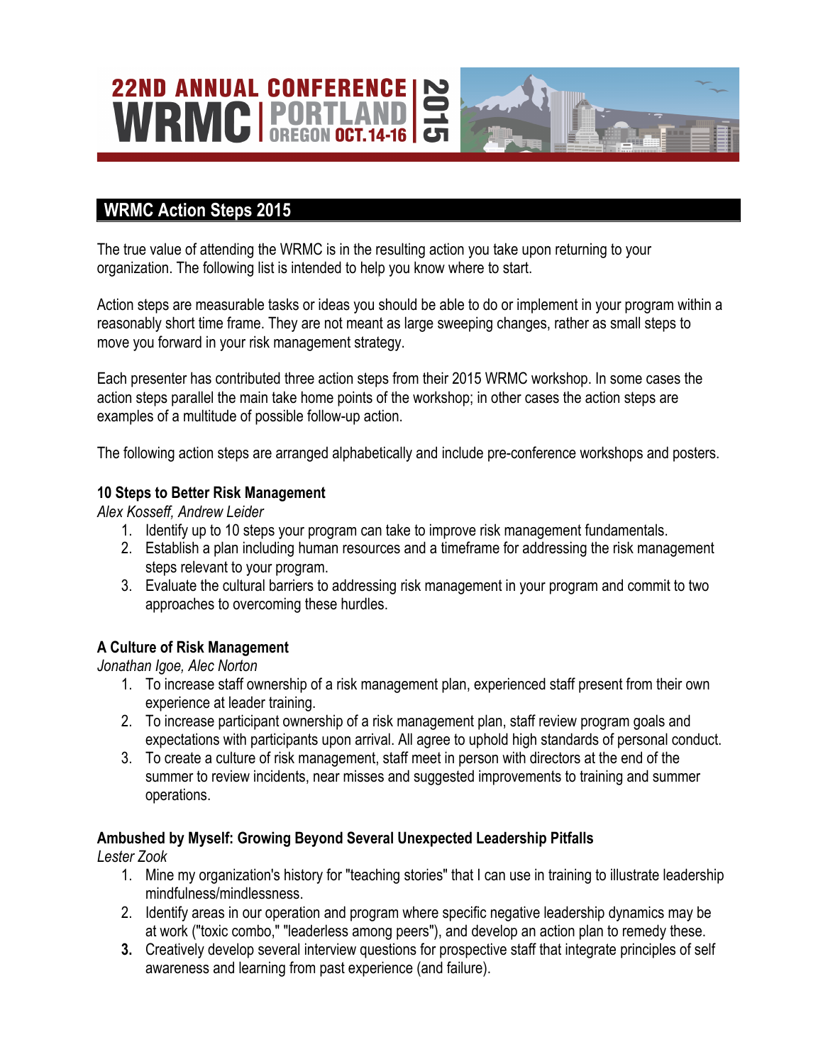# 22ND ANNUAL CONFERENCE WRMC | PORTLAND OREGON OCT. 14-16 | 2015

## WRMC Action Steps 2015

The true value of attending the WRMC is in the resulting action you take upon returning to your organization. The following list is intended to help you know where to start.

Action steps are measurable tasks or ideas you should be able to do or implement in your program within a reasonably short time frame. They are not meant as large sweeping changes, rather as small steps to move you forward in your risk management strategy.

Each presenter has contributed three action steps from their 2015 WRMC workshop. In some cases the action steps parallel the main take home points of the workshop; in other cases the action steps are examples of a multitude of possible follow-up action.

The following action steps are arranged alphabetically and include pre-conference workshops and posters.

### 10 Steps to Better Risk Management

*Alex Kosseff, Andrew Leider*

1. Identify up to 10 steps your program can take to improve risk management fundamentals.
2. Establish a plan including human resources and a timeframe for addressing the risk management steps relevant to your program.
3. Evaluate the cultural barriers to addressing risk management in your program and commit to two approaches to overcoming these hurdles.

### A Culture of Risk Management

*Jonathan Igoe, Alec Norton*

1. To increase staff ownership of a risk management plan, experienced staff present from their own experience at leader training.
2. To increase participant ownership of a risk management plan, staff review program goals and expectations with participants upon arrival. All agree to uphold high standards of personal conduct.
3. To create a culture of risk management, staff meet in person with directors at the end of the summer to review incidents, near misses and suggested improvements to training and summer operations.

### Ambushed by Myself: Growing Beyond Several Unexpected Leadership Pitfalls

*Lester Zook*

1. Mine my organization's history for "teaching stories" that I can use in training to illustrate leadership mindfulness/mindlessness.
2. Identify areas in our operation and program where specific negative leadership dynamics may be at work ("toxic combo," "leaderless among peers"), and develop an action plan to remedy these.
3. Creatively develop several interview questions for prospective staff that integrate principles of self awareness and learning from past experience (and failure).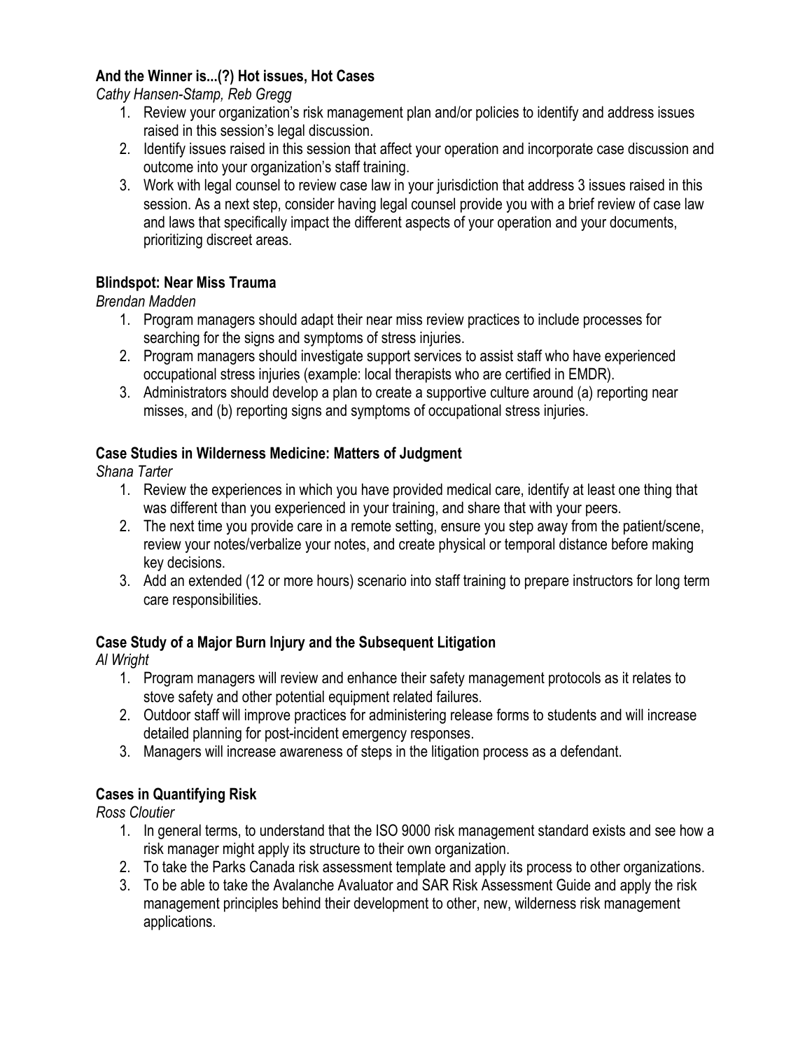**And the Winner is...(?) Hot issues, Hot Cases**

*Cathy Hansen-Stamp, Reb Gregg*

1. Review your organization's risk management plan and/or policies to identify and address issues raised in this session's legal discussion.
2. Identify issues raised in this session that affect your operation and incorporate case discussion and outcome into your organization's staff training.
3. Work with legal counsel to review case law in your jurisdiction that address 3 issues raised in this session. As a next step, consider having legal counsel provide you with a brief review of case law and laws that specifically impact the different aspects of your operation and your documents, prioritizing discreet areas.

**Blindspot: Near Miss Trauma**

*Brendan Madden*

1. Program managers should adapt their near miss review practices to include processes for searching for the signs and symptoms of stress injuries.
2. Program managers should investigate support services to assist staff who have experienced occupational stress injuries (example: local therapists who are certified in EMDR).
3. Administrators should develop a plan to create a supportive culture around (a) reporting near misses, and (b) reporting signs and symptoms of occupational stress injuries.

**Case Studies in Wilderness Medicine: Matters of Judgment**

*Shana Tarter*

1. Review the experiences in which you have provided medical care, identify at least one thing that was different than you experienced in your training, and share that with your peers.
2. The next time you provide care in a remote setting, ensure you step away from the patient/scene, review your notes/verbalize your notes, and create physical or temporal distance before making key decisions.
3. Add an extended (12 or more hours) scenario into staff training to prepare instructors for long term care responsibilities.

**Case Study of a Major Burn Injury and the Subsequent Litigation**

*Al Wright*

1. Program managers will review and enhance their safety management protocols as it relates to stove safety and other potential equipment related failures.
2. Outdoor staff will improve practices for administering release forms to students and will increase detailed planning for post-incident emergency responses.
3. Managers will increase awareness of steps in the litigation process as a defendant.

**Cases in Quantifying Risk**

*Ross Cloutier*

1. In general terms, to understand that the ISO 9000 risk management standard exists and see how a risk manager might apply its structure to their own organization.
2. To take the Parks Canada risk assessment template and apply its process to other organizations.
3. To be able to take the Avalanche Evaluator and SAR Risk Assessment Guide and apply the risk management principles behind their development to other, new, wilderness risk management applications.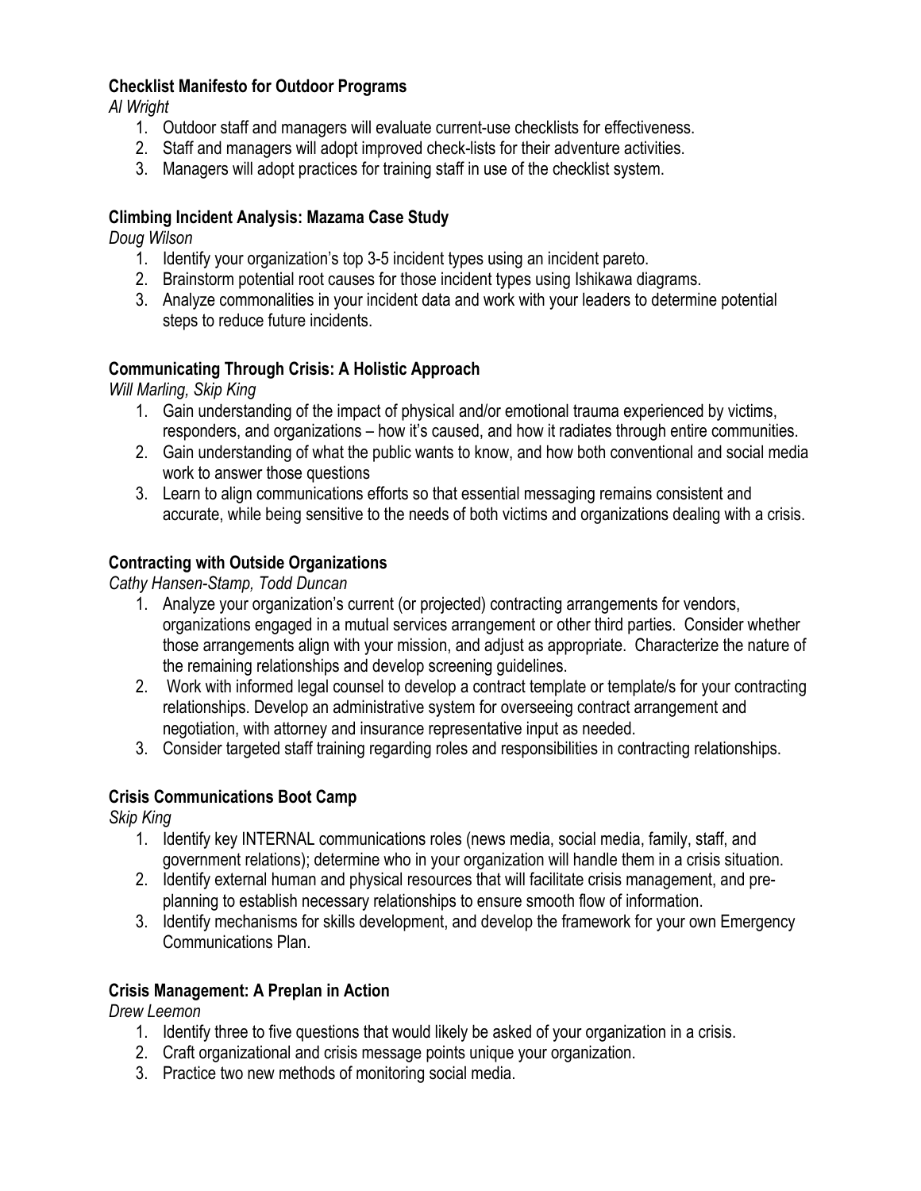**Checklist Manifesto for Outdoor Programs**
*Al Wright*

1. Outdoor staff and managers will evaluate current-use checklists for effectiveness.
2. Staff and managers will adopt improved check-lists for their adventure activities.
3. Managers will adopt practices for training staff in use of the checklist system.

**Climbing Incident Analysis: Mazama Case Study**
*Doug Wilson*

1. Identify your organization's top 3-5 incident types using an incident pareto.
2. Brainstorm potential root causes for those incident types using Ishikawa diagrams.
3. Analyze commonalities in your incident data and work with your leaders to determine potential steps to reduce future incidents.

**Communicating Through Crisis: A Holistic Approach**
*Will Marling, Skip King*

1. Gain understanding of the impact of physical and/or emotional trauma experienced by victims, responders, and organizations – how it's caused, and how it radiates through entire communities.
2. Gain understanding of what the public wants to know, and how both conventional and social media work to answer those questions
3. Learn to align communications efforts so that essential messaging remains consistent and accurate, while being sensitive to the needs of both victims and organizations dealing with a crisis.

**Contracting with Outside Organizations**
*Cathy Hansen-Stamp, Todd Duncan*

1. Analyze your organization's current (or projected) contracting arrangements for vendors, organizations engaged in a mutual services arrangement or other third parties. Consider whether those arrangements align with your mission, and adjust as appropriate. Characterize the nature of the remaining relationships and develop screening guidelines.
2. Work with informed legal counsel to develop a contract template or template/s for your contracting relationships. Develop an administrative system for overseeing contract arrangement and negotiation, with attorney and insurance representative input as needed.
3. Consider targeted staff training regarding roles and responsibilities in contracting relationships.

**Crisis Communications Boot Camp**
*Skip King*

1. Identify key INTERNAL communications roles (news media, social media, family, staff, and government relations); determine who in your organization will handle them in a crisis situation.
2. Identify external human and physical resources that will facilitate crisis management, and pre-planning to establish necessary relationships to ensure smooth flow of information.
3. Identify mechanisms for skills development, and develop the framework for your own Emergency Communications Plan.

**Crisis Management: A Preplan in Action**
*Drew Leemon*

1. Identify three to five questions that would likely be asked of your organization in a crisis.
2. Craft organizational and crisis message points unique your organization.
3. Practice two new methods of monitoring social media.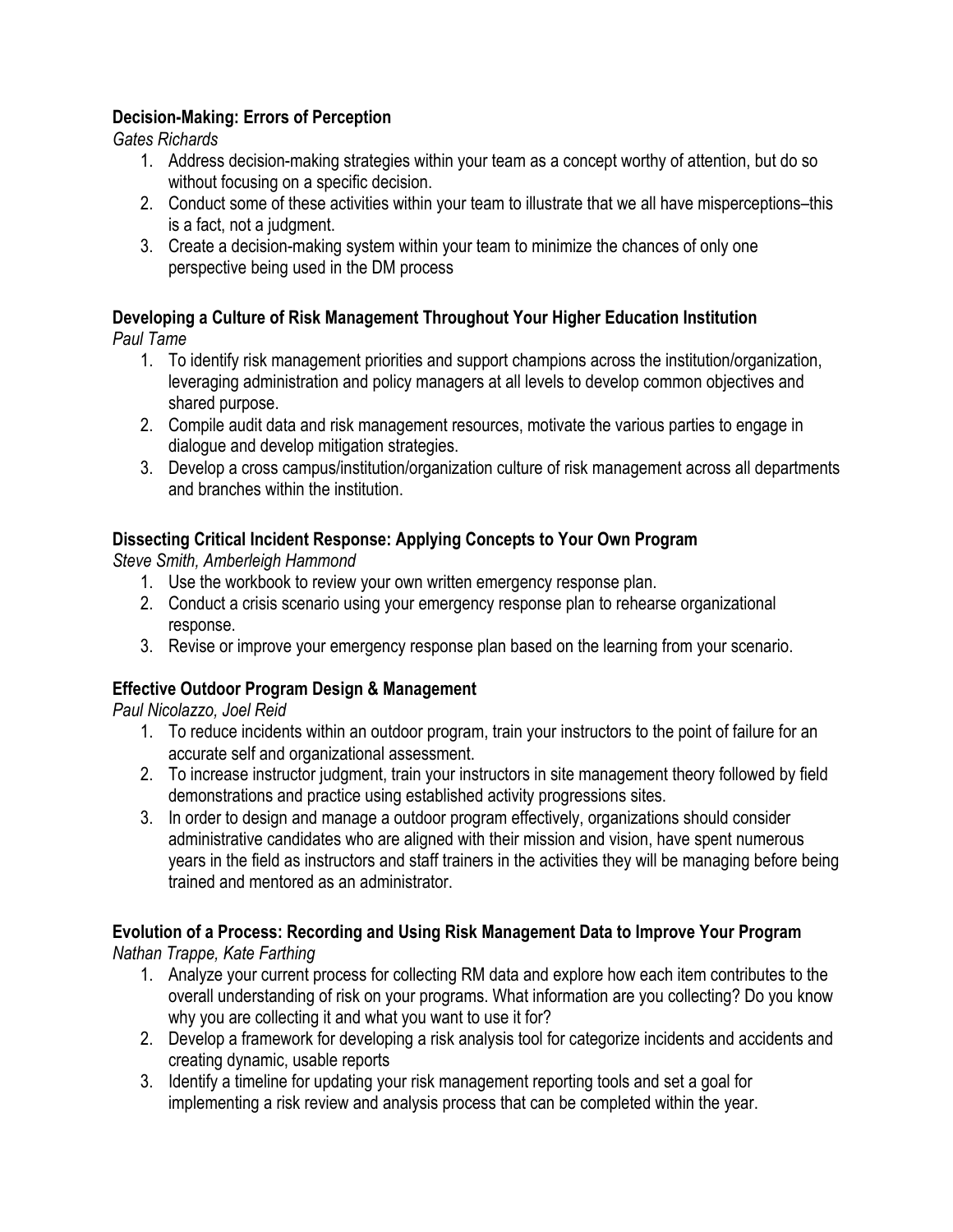**Decision-Making: Errors of Perception**

*Gates Richards*

1. Address decision-making strategies within your team as a concept worthy of attention, but do so without focusing on a specific decision.
2. Conduct some of these activities within your team to illustrate that we all have misperceptions–this is a fact, not a judgment.
3. Create a decision-making system within your team to minimize the chances of only one perspective being used in the DM process

**Developing a Culture of Risk Management Throughout Your Higher Education Institution**

*Paul Tame*

1. To identify risk management priorities and support champions across the institution/organization, leveraging administration and policy managers at all levels to develop common objectives and shared purpose.
2. Compile audit data and risk management resources, motivate the various parties to engage in dialogue and develop mitigation strategies.
3. Develop a cross campus/institution/organization culture of risk management across all departments and branches within the institution.

**Dissecting Critical Incident Response: Applying Concepts to Your Own Program**

*Steve Smith, Amberleigh Hammond*

1. Use the workbook to review your own written emergency response plan.
2. Conduct a crisis scenario using your emergency response plan to rehearse organizational response.
3. Revise or improve your emergency response plan based on the learning from your scenario.

**Effective Outdoor Program Design & Management**

*Paul Nicolazzo, Joel Reid*

1. To reduce incidents within an outdoor program, train your instructors to the point of failure for an accurate self and organizational assessment.
2. To increase instructor judgment, train your instructors in site management theory followed by field demonstrations and practice using established activity progressions sites.
3. In order to design and manage a outdoor program effectively, organizations should consider administrative candidates who are aligned with their mission and vision, have spent numerous years in the field as instructors and staff trainers in the activities they will be managing before being trained and mentored as an administrator.

**Evolution of a Process: Recording and Using Risk Management Data to Improve Your Program**

*Nathan Trappe, Kate Farthing*

1. Analyze your current process for collecting RM data and explore how each item contributes to the overall understanding of risk on your programs. What information are you collecting? Do you know why you are collecting it and what you want to use it for?
2. Develop a framework for developing a risk analysis tool for categorize incidents and accidents and creating dynamic, usable reports
3. Identify a timeline for updating your risk management reporting tools and set a goal for implementing a risk review and analysis process that can be completed within the year.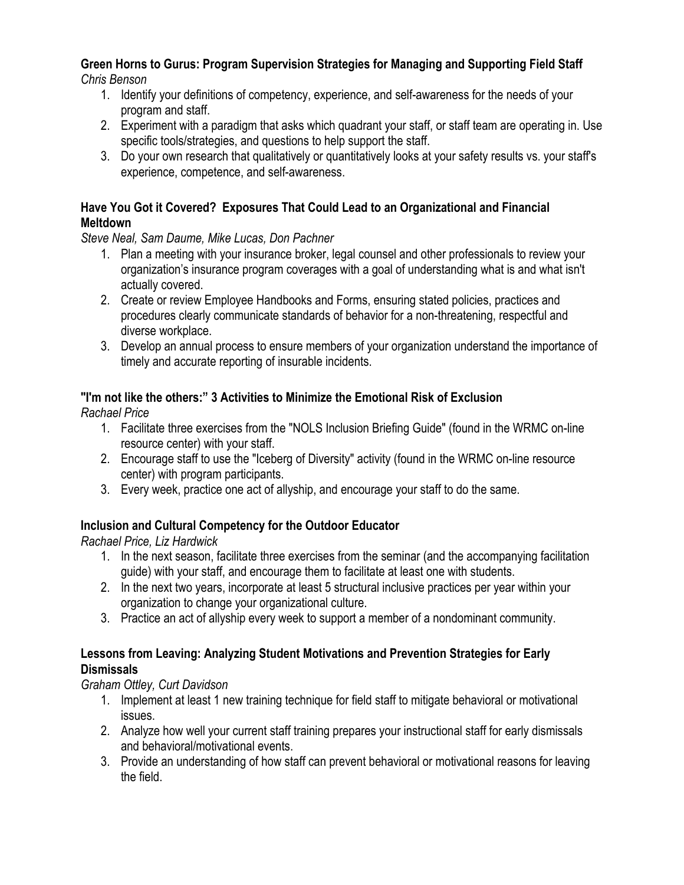**Green Horns to Gurus: Program Supervision Strategies for Managing and Supporting Field Staff**
*Chris Benson*

1. Identify your definitions of competency, experience, and self-awareness for the needs of your program and staff.
2. Experiment with a paradigm that asks which quadrant your staff, or staff team are operating in. Use specific tools/strategies, and questions to help support the staff.
3. Do your own research that qualitatively or quantitatively looks at your safety results vs. your staff's experience, competence, and self-awareness.

**Have You Got it Covered? Exposures That Could Lead to an Organizational and Financial Meltdown**
*Steve Neal, Sam Daume, Mike Lucas, Don Pachner*

1. Plan a meeting with your insurance broker, legal counsel and other professionals to review your organization's insurance program coverages with a goal of understanding what is and what isn't actually covered.
2. Create or review Employee Handbooks and Forms, ensuring stated policies, practices and procedures clearly communicate standards of behavior for a non-threatening, respectful and diverse workplace.
3. Develop an annual process to ensure members of your organization understand the importance of timely and accurate reporting of insurable incidents.

**"I'm not like the others:" 3 Activities to Minimize the Emotional Risk of Exclusion**
*Rachael Price*

1. Facilitate three exercises from the "NOLS Inclusion Briefing Guide" (found in the WRMC on-line resource center) with your staff.
2. Encourage staff to use the "Iceberg of Diversity" activity (found in the WRMC on-line resource center) with program participants.
3. Every week, practice one act of allyship, and encourage your staff to do the same.

**Inclusion and Cultural Competency for the Outdoor Educator**
*Rachael Price, Liz Hardwick*

1. In the next season, facilitate three exercises from the seminar (and the accompanying facilitation guide) with your staff, and encourage them to facilitate at least one with students.
2. In the next two years, incorporate at least 5 structural inclusive practices per year within your organization to change your organizational culture.
3. Practice an act of allyship every week to support a member of a nondominant community.

**Lessons from Leaving: Analyzing Student Motivations and Prevention Strategies for Early Dismissals**
*Graham Ottley, Curt Davidson*

1. Implement at least 1 new training technique for field staff to mitigate behavioral or motivational issues.
2. Analyze how well your current staff training prepares your instructional staff for early dismissals and behavioral/motivational events.
3. Provide an understanding of how staff can prevent behavioral or motivational reasons for leaving the field.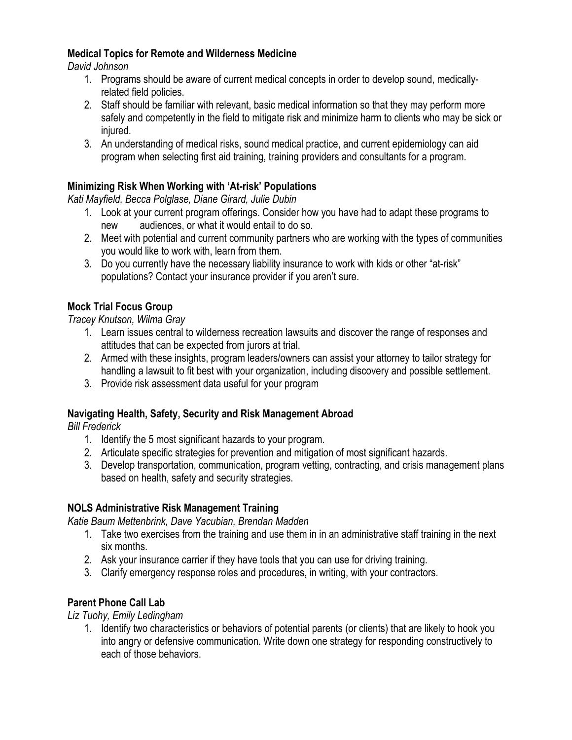**Medical Topics for Remote and Wilderness Medicine**

*David Johnson*

1. Programs should be aware of current medical concepts in order to develop sound, medically-related field policies.
2. Staff should be familiar with relevant, basic medical information so that they may perform more safely and competently in the field to mitigate risk and minimize harm to clients who may be sick or injured.
3. An understanding of medical risks, sound medical practice, and current epidemiology can aid program when selecting first aid training, training providers and consultants for a program.

**Minimizing Risk When Working with 'At-risk' Populations**

*Kati Mayfield, Becca Polglase, Diane Girard, Julie Dubin*

1. Look at your current program offerings. Consider how you have had to adapt these programs to new audiences, or what it would entail to do so.
2. Meet with potential and current community partners who are working with the types of communities you would like to work with, learn from them.
3. Do you currently have the necessary liability insurance to work with kids or other "at-risk" populations? Contact your insurance provider if you aren't sure.

**Mock Trial Focus Group**

*Tracey Knutson, Wilma Gray*

1. Learn issues central to wilderness recreation lawsuits and discover the range of responses and attitudes that can be expected from jurors at trial.
2. Armed with these insights, program leaders/owners can assist your attorney to tailor strategy for handling a lawsuit to fit best with your organization, including discovery and possible settlement.
3. Provide risk assessment data useful for your program

**Navigating Health, Safety, Security and Risk Management Abroad**

*Bill Frederick*

1. Identify the 5 most significant hazards to your program.
2. Articulate specific strategies for prevention and mitigation of most significant hazards.
3. Develop transportation, communication, program vetting, contracting, and crisis management plans based on health, safety and security strategies.

**NOLS Administrative Risk Management Training**

*Katie Baum Mettenbrink, Dave Yacubian, Brendan Madden*

1. Take two exercises from the training and use them in in an administrative staff training in the next six months.
2. Ask your insurance carrier if they have tools that you can use for driving training.
3. Clarify emergency response roles and procedures, in writing, with your contractors.

**Parent Phone Call Lab**

*Liz Tuohy, Emily Ledingham*

1. Identify two characteristics or behaviors of potential parents (or clients) that are likely to hook you into angry or defensive communication. Write down one strategy for responding constructively to each of those behaviors.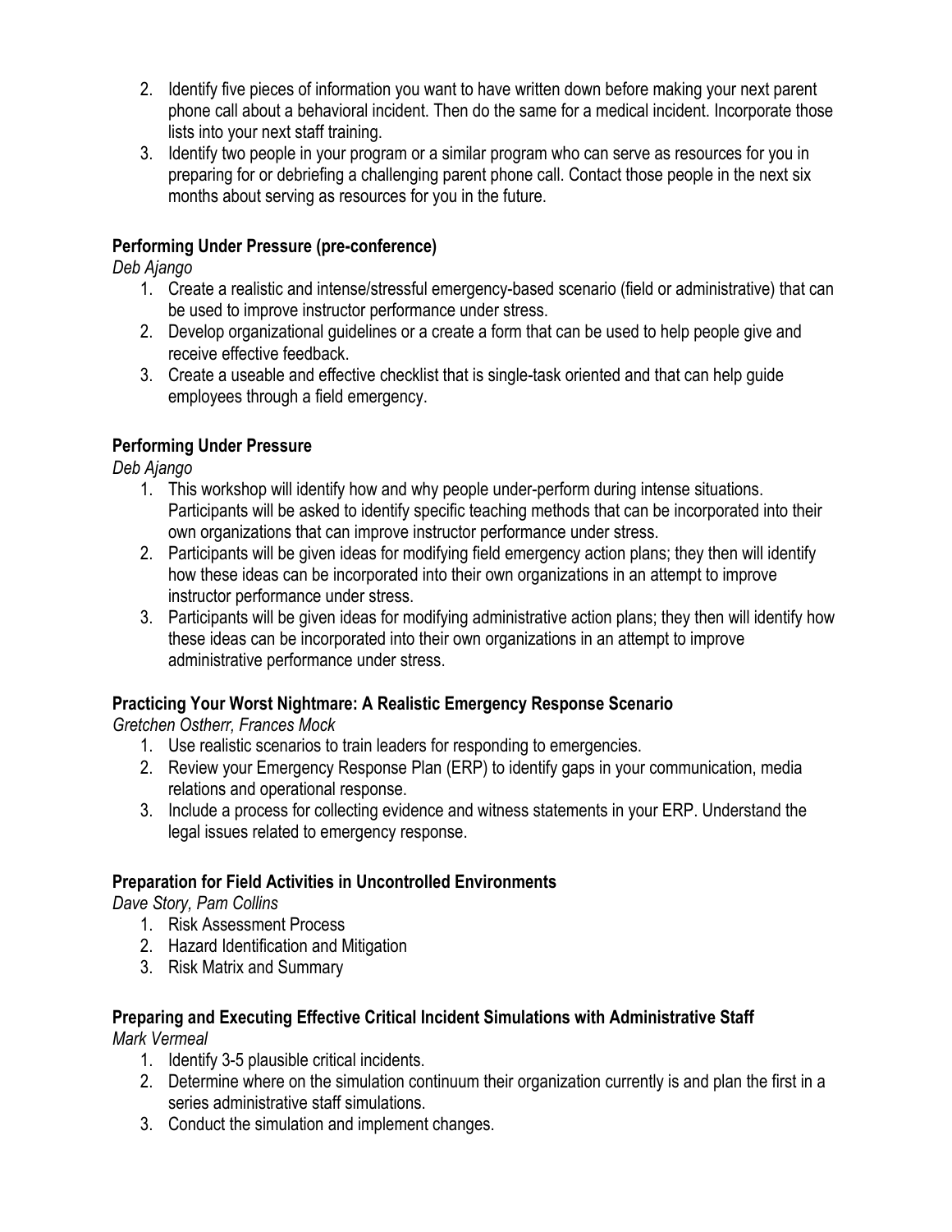2. Identify five pieces of information you want to have written down before making your next parent phone call about a behavioral incident. Then do the same for a medical incident. Incorporate those lists into your next staff training.
3. Identify two people in your program or a similar program who can serve as resources for you in preparing for or debriefing a challenging parent phone call. Contact those people in the next six months about serving as resources for you in the future.

**Performing Under Pressure (pre-conference)**

*Deb Ajango*

1. Create a realistic and intense/stressful emergency-based scenario (field or administrative) that can be used to improve instructor performance under stress.
2. Develop organizational guidelines or a create a form that can be used to help people give and receive effective feedback.
3. Create a useable and effective checklist that is single-task oriented and that can help guide employees through a field emergency.

**Performing Under Pressure**

*Deb Ajango*

1. This workshop will identify how and why people under-perform during intense situations. Participants will be asked to identify specific teaching methods that can be incorporated into their own organizations that can improve instructor performance under stress.
2. Participants will be given ideas for modifying field emergency action plans; they then will identify how these ideas can be incorporated into their own organizations in an attempt to improve instructor performance under stress.
3. Participants will be given ideas for modifying administrative action plans; they then will identify how these ideas can be incorporated into their own organizations in an attempt to improve administrative performance under stress.

**Practicing Your Worst Nightmare: A Realistic Emergency Response Scenario**

*Gretchen Ostherr, Frances Mock*

1. Use realistic scenarios to train leaders for responding to emergencies.
2. Review your Emergency Response Plan (ERP) to identify gaps in your communication, media relations and operational response.
3. Include a process for collecting evidence and witness statements in your ERP. Understand the legal issues related to emergency response.

**Preparation for Field Activities in Uncontrolled Environments**

*Dave Story, Pam Collins*

1. Risk Assessment Process
2. Hazard Identification and Mitigation
3. Risk Matrix and Summary

**Preparing and Executing Effective Critical Incident Simulations with Administrative Staff**

*Mark Vermeal*

1. Identify 3-5 plausible critical incidents.
2. Determine where on the simulation continuum their organization currently is and plan the first in a series administrative staff simulations.
3. Conduct the simulation and implement changes.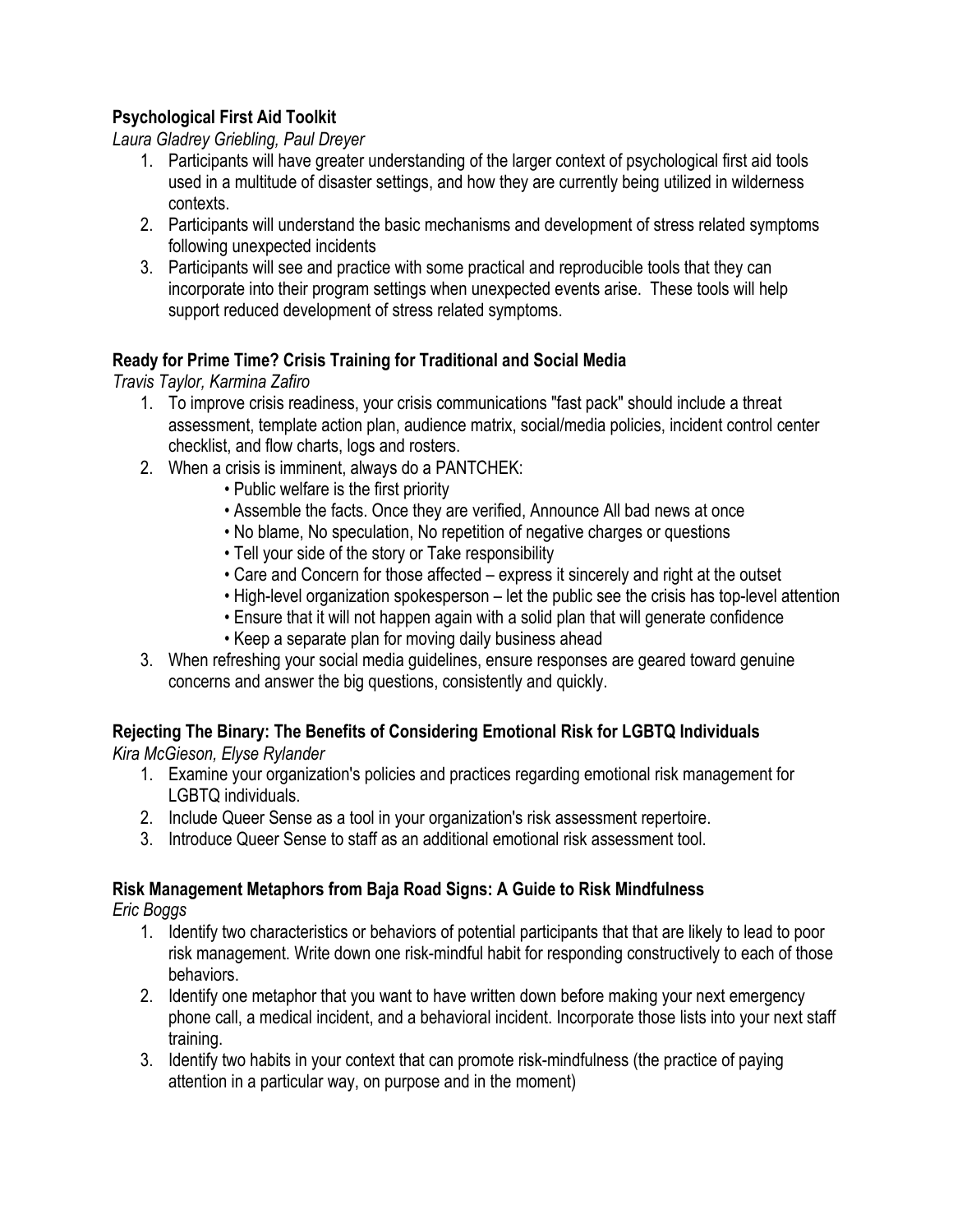**Psychological First Aid Toolkit**

*Laura Gladrey Griebling, Paul Dreyer*

1. Participants will have greater understanding of the larger context of psychological first aid tools used in a multitude of disaster settings, and how they are currently being utilized in wilderness contexts.
2. Participants will understand the basic mechanisms and development of stress related symptoms following unexpected incidents
3. Participants will see and practice with some practical and reproducible tools that they can incorporate into their program settings when unexpected events arise. These tools will help support reduced development of stress related symptoms.

**Ready for Prime Time? Crisis Training for Traditional and Social Media**

*Travis Taylor, Karmina Zafiro*

1. To improve crisis readiness, your crisis communications "fast pack" should include a threat assessment, template action plan, audience matrix, social/media policies, incident control center checklist, and flow charts, logs and rosters.
2. When a crisis is imminent, always do a PANTCHEK:
    - Public welfare is the first priority
    - Assemble the facts. Once they are verified, Announce All bad news at once
    - No blame, No speculation, No repetition of negative charges or questions
    - Tell your side of the story or Take responsibility
    - Care and Concern for those affected – express it sincerely and right at the outset
    - High-level organization spokesperson – let the public see the crisis has top-level attention
    - Ensure that it will not happen again with a solid plan that will generate confidence
    - Keep a separate plan for moving daily business ahead
3. When refreshing your social media guidelines, ensure responses are geared toward genuine concerns and answer the big questions, consistently and quickly.

**Rejecting The Binary: The Benefits of Considering Emotional Risk for LGBTQ Individuals**

*Kira McGieson, Elyse Rylander*

1. Examine your organization's policies and practices regarding emotional risk management for LGBTQ individuals.
2. Include Queer Sense as a tool in your organization's risk assessment repertoire.
3. Introduce Queer Sense to staff as an additional emotional risk assessment tool.

**Risk Management Metaphors from Baja Road Signs: A Guide to Risk Mindfulness**

*Eric Boggs*

1. Identify two characteristics or behaviors of potential participants that that are likely to lead to poor risk management. Write down one risk-mindful habit for responding constructively to each of those behaviors.
2. Identify one metaphor that you want to have written down before making your next emergency phone call, a medical incident, and a behavioral incident. Incorporate those lists into your next staff training.
3. Identify two habits in your context that can promote risk-mindfulness (the practice of paying attention in a particular way, on purpose and in the moment)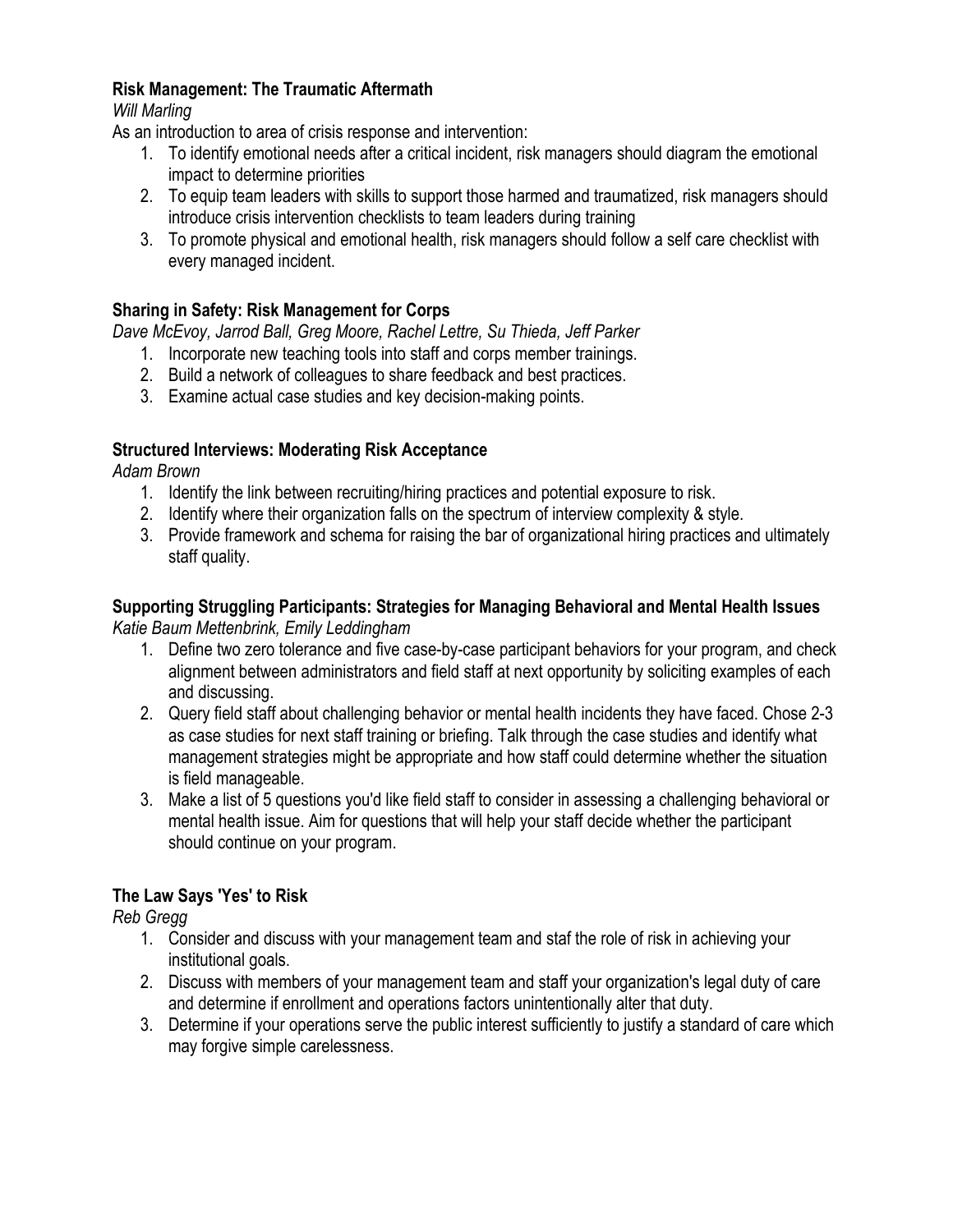**Risk Management: The Traumatic Aftermath**

*Will Marling*

As an introduction to area of crisis response and intervention:

1. To identify emotional needs after a critical incident, risk managers should diagram the emotional impact to determine priorities
2. To equip team leaders with skills to support those harmed and traumatized, risk managers should introduce crisis intervention checklists to team leaders during training
3. To promote physical and emotional health, risk managers should follow a self care checklist with every managed incident.

**Sharing in Safety: Risk Management for Corps**

*Dave McEvoy, Jarrod Ball, Greg Moore, Rachel Lettre, Su Thieda, Jeff Parker*

1. Incorporate new teaching tools into staff and corps member trainings.
2. Build a network of colleagues to share feedback and best practices.
3. Examine actual case studies and key decision-making points.

**Structured Interviews: Moderating Risk Acceptance**

*Adam Brown*

1. Identify the link between recruiting/hiring practices and potential exposure to risk.
2. Identify where their organization falls on the spectrum of interview complexity & style.
3. Provide framework and schema for raising the bar of organizational hiring practices and ultimately staff quality.

**Supporting Struggling Participants: Strategies for Managing Behavioral and Mental Health Issues**

*Katie Baum Mettenbrink, Emily Leddingham*

1. Define two zero tolerance and five case-by-case participant behaviors for your program, and check alignment between administrators and field staff at next opportunity by soliciting examples of each and discussing.
2. Query field staff about challenging behavior or mental health incidents they have faced. Chose 2-3 as case studies for next staff training or briefing. Talk through the case studies and identify what management strategies might be appropriate and how staff could determine whether the situation is field manageable.
3. Make a list of 5 questions you'd like field staff to consider in assessing a challenging behavioral or mental health issue. Aim for questions that will help your staff decide whether the participant should continue on your program.

**The Law Says 'Yes' to Risk**

*Reb Gregg*

1. Consider and discuss with your management team and staf the role of risk in achieving your institutional goals.
2. Discuss with members of your management team and staff your organization's legal duty of care and determine if enrollment and operations factors unintentionally alter that duty.
3. Determine if your operations serve the public interest sufficiently to justify a standard of care which may forgive simple carelessness.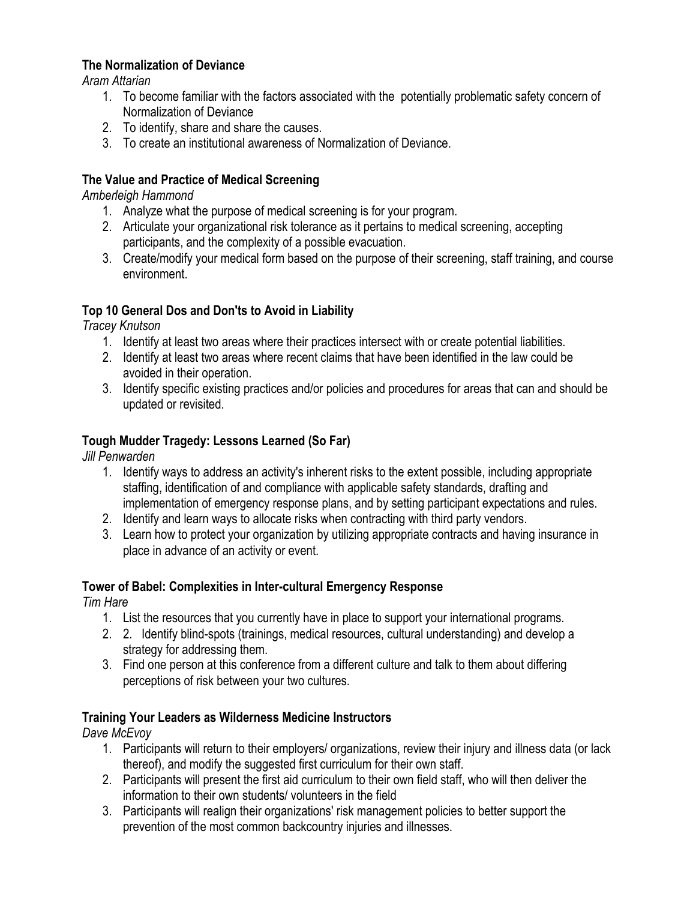**The Normalization of Deviance**

*Aram Attarian*

1. To become familiar with the factors associated with the potentially problematic safety concern of Normalization of Deviance
2. To identify, share and share the causes.
3. To create an institutional awareness of Normalization of Deviance.

**The Value and Practice of Medical Screening**

*Amberleigh Hammond*

1. Analyze what the purpose of medical screening is for your program.
2. Articulate your organizational risk tolerance as it pertains to medical screening, accepting participants, and the complexity of a possible evacuation.
3. Create/modify your medical form based on the purpose of their screening, staff training, and course environment.

**Top 10 General Dos and Don'ts to Avoid in Liability**

*Tracey Knutson*

1. Identify at least two areas where their practices intersect with or create potential liabilities.
2. Identify at least two areas where recent claims that have been identified in the law could be avoided in their operation.
3. Identify specific existing practices and/or policies and procedures for areas that can and should be updated or revisited.

**Tough Mudder Tragedy: Lessons Learned (So Far)**

*Jill Penwarden*

1. Identify ways to address an activity's inherent risks to the extent possible, including appropriate staffing, identification of and compliance with applicable safety standards, drafting and implementation of emergency response plans, and by setting participant expectations and rules.
2. Identify and learn ways to allocate risks when contracting with third party vendors.
3. Learn how to protect your organization by utilizing appropriate contracts and having insurance in place in advance of an activity or event.

**Tower of Babel: Complexities in Inter-cultural Emergency Response**

*Tim Hare*

1. List the resources that you currently have in place to support your international programs.
2. 2. Identify blind-spots (trainings, medical resources, cultural understanding) and develop a strategy for addressing them.
3. Find one person at this conference from a different culture and talk to them about differing perceptions of risk between your two cultures.

**Training Your Leaders as Wilderness Medicine Instructors**

*Dave McEvoy*

1. Participants will return to their employers/ organizations, review their injury and illness data (or lack thereof), and modify the suggested first curriculum for their own staff.
2. Participants will present the first aid curriculum to their own field staff, who will then deliver the information to their own students/ volunteers in the field
3. Participants will realign their organizations' risk management policies to better support the prevention of the most common backcountry injuries and illnesses.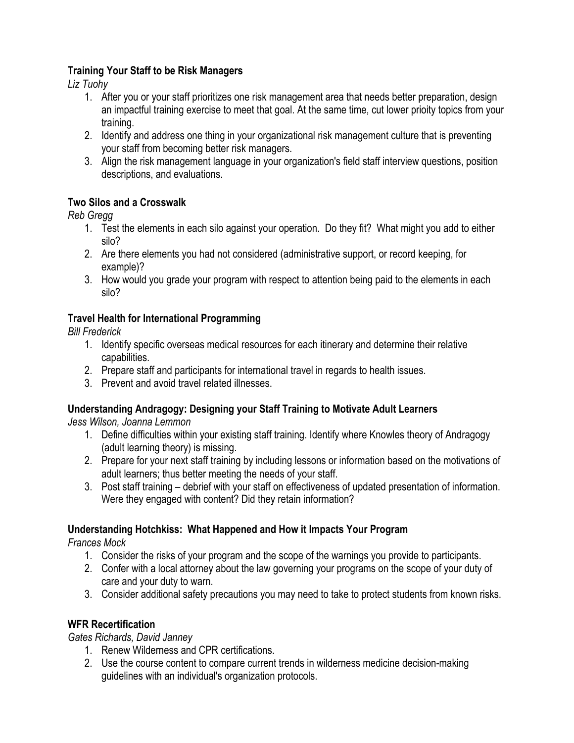**Training Your Staff to be Risk Managers**

*Liz Tuohy*

1. After you or your staff prioritizes one risk management area that needs better preparation, design an impactful training exercise to meet that goal. At the same time, cut lower prioity topics from your training.
2. Identify and address one thing in your organizational risk management culture that is preventing your staff from becoming better risk managers.
3. Align the risk management language in your organization's field staff interview questions, position descriptions, and evaluations.

**Two Silos and a Crosswalk**

*Reb Gregg*

1. Test the elements in each silo against your operation. Do they fit? What might you add to either silo?
2. Are there elements you had not considered (administrative support, or record keeping, for example)?
3. How would you grade your program with respect to attention being paid to the elements in each silo?

**Travel Health for International Programming**

*Bill Frederick*

1. Identify specific overseas medical resources for each itinerary and determine their relative capabilities.
2. Prepare staff and participants for international travel in regards to health issues.
3. Prevent and avoid travel related illnesses.

**Understanding Andragogy: Designing your Staff Training to Motivate Adult Learners**

*Jess Wilson, Joanna Lemmon*

1. Define difficulties within your existing staff training. Identify where Knowles theory of Andragogy (adult learning theory) is missing.
2. Prepare for your next staff training by including lessons or information based on the motivations of adult learners; thus better meeting the needs of your staff.
3. Post staff training – debrief with your staff on effectiveness of updated presentation of information. Were they engaged with content? Did they retain information?

**Understanding Hotchkiss: What Happened and How it Impacts Your Program**

*Frances Mock*

1. Consider the risks of your program and the scope of the warnings you provide to participants.
2. Confer with a local attorney about the law governing your programs on the scope of your duty of care and your duty to warn.
3. Consider additional safety precautions you may need to take to protect students from known risks.

**WFR Recertification**

*Gates Richards, David Janney*

1. Renew Wilderness and CPR certifications.
2. Use the course content to compare current trends in wilderness medicine decision-making guidelines with an individual's organization protocols.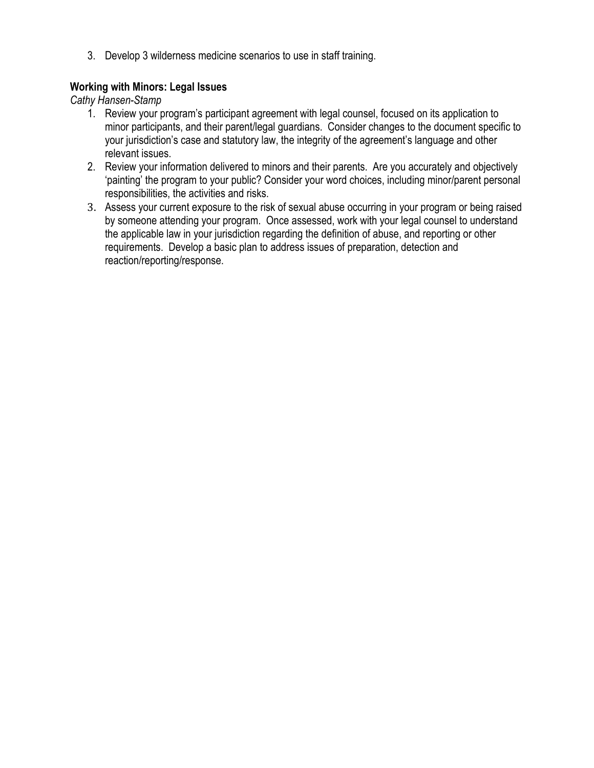3. Develop 3 wilderness medicine scenarios to use in staff training.

**Working with Minors: Legal Issues**

*Cathy Hansen-Stamp*

1. Review your program's participant agreement with legal counsel, focused on its application to minor participants, and their parent/legal guardians. Consider changes to the document specific to your jurisdiction's case and statutory law, the integrity of the agreement's language and other relevant issues.
2. Review your information delivered to minors and their parents. Are you accurately and objectively 'painting' the program to your public? Consider your word choices, including minor/parent personal responsibilities, the activities and risks.
3. Assess your current exposure to the risk of sexual abuse occurring in your program or being raised by someone attending your program. Once assessed, work with your legal counsel to understand the applicable law in your jurisdiction regarding the definition of abuse, and reporting or other requirements. Develop a basic plan to address issues of preparation, detection and reaction/reporting/response.